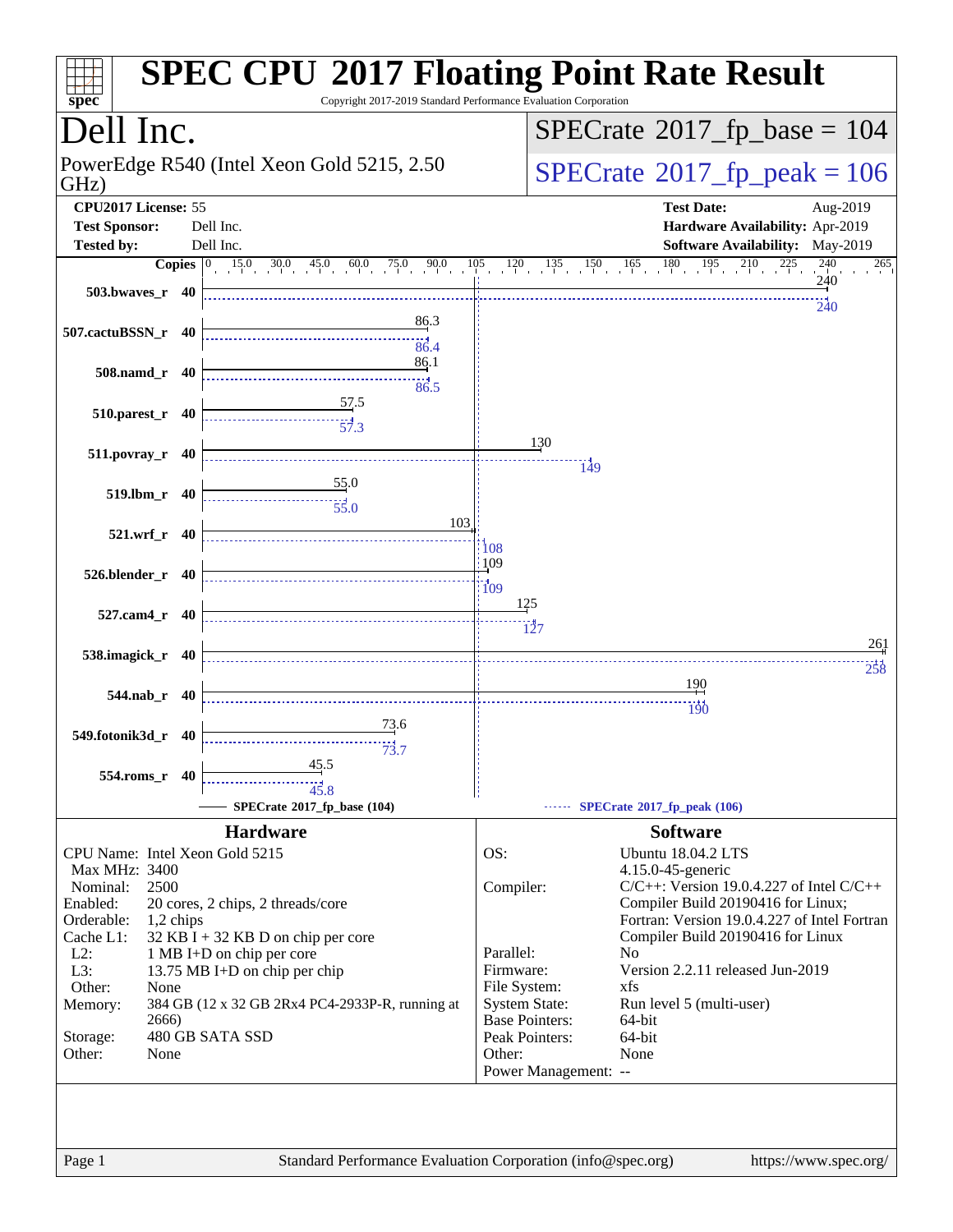# SPEC CPU 2017 Floating Point Rate Result

Copyright 2017-2019 Standard Performance Evaluation Corporation

## Dell Inc.

PowerEdge R540 (Intel Xeon Gold 5215, 2.50 GHz)

**SPECrate 2017_fp_base = 104**

**SPECrate 2017_fp_peak = 106**

| | | | |
|---|---|---|---|
| **CPU2017 License:** | 55 | **Test Date:** | Aug-2019 |
| **Test Sponsor:** | Dell Inc. | **Hardware Availability:** | Apr-2019 |
| **Tested by:** | Dell Inc. | **Software Availability:** | May-2019 |

| Benchmark | Copies | Base | Peak |
|---|---|---|---|
| 503.bwaves_r | 40 | 240 | 240 |
| 507.cactuBSSN_r | 40 | 86.3 | 86.4 |
| 508.namd_r | 40 | 86.1 | 86.5 |
| 510.parest_r | 40 | 57.5 | 57.3 |
| 511.povray_r | 40 | 130 | 149 |
| 519.lbm_r | 40 | 55.0 | 55.0 |
| 521.wrf_r | 40 | 103 | 108 |
| 526.blender_r | 40 | 109 | 109 |
| 527.cam4_r | 40 | 125 | 127 |
| 538.imagick_r | 40 | 261 | 258 |
| 544.nab_r | 40 | 190 | 190 |
| 549.fotonik3d_r | 40 | 73.6 | 73.7 |
| 554.roms_r | 40 | 45.5 | 45.8 |

SPECrate 2017_fp_base (104) — SPECrate 2017_fp_peak (106)

### Hardware

| | |
|---|---|
| CPU Name: | Intel Xeon Gold 5215 |
| Max MHz: | 3400 |
| Nominal: | 2500 |
| Enabled: | 20 cores, 2 chips, 2 threads/core |
| Orderable: | 1,2 chips |
| Cache L1: | 32 KB I + 32 KB D on chip per core |
| L2: | 1 MB I+D on chip per core |
| L3: | 13.75 MB I+D on chip per chip |
| Other: | None |
| Memory: | 384 GB (12 x 32 GB 2Rx4 PC4-2933P-R, running at 2666) |
| Storage: | 480 GB SATA SSD |
| Other: | None |

### Software

| | |
|---|---|
| OS: | Ubuntu 18.04.2 LTS 4.15.0-45-generic |
| Compiler: | C/C++: Version 19.0.4.227 of Intel C/C++ Compiler Build 20190416 for Linux; Fortran: Version 19.0.4.227 of Intel Fortran Compiler Build 20190416 for Linux |
| Parallel: | No |
| Firmware: | Version 2.2.11 released Jun-2019 |
| File System: | xfs |
| System State: | Run level 5 (multi-user) |
| Base Pointers: | 64-bit |
| Peak Pointers: | 64-bit |
| Other: | None |
| Power Management: | -- |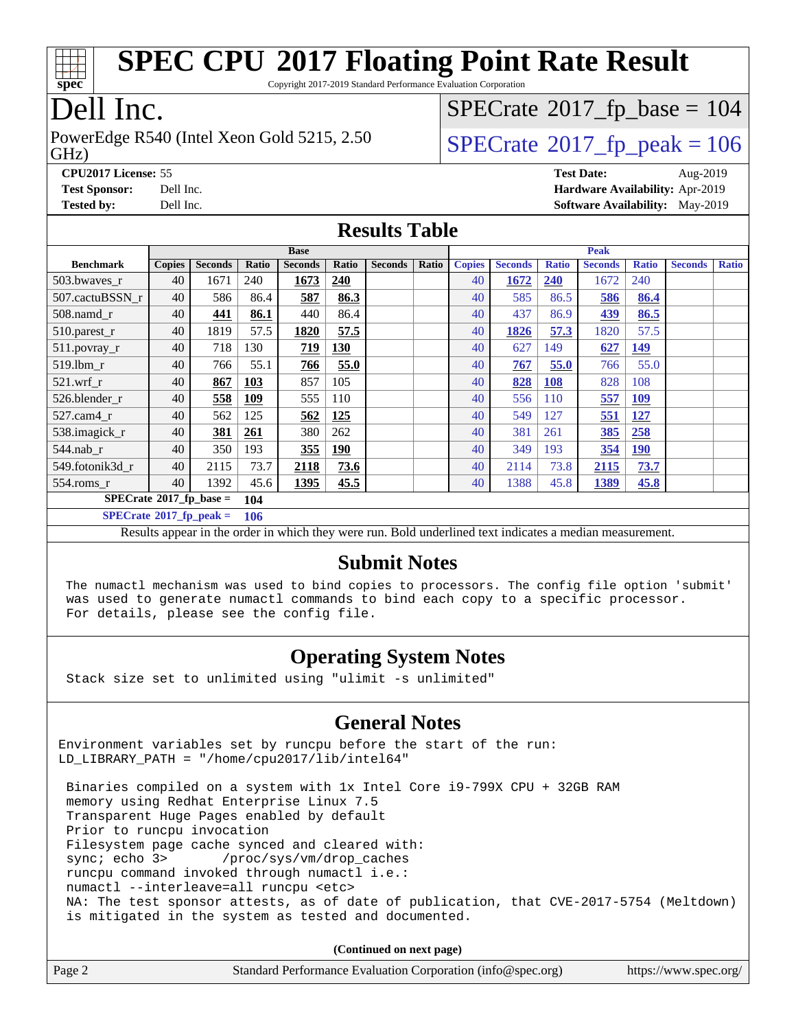# SPEC CPU 2017 Floating Point Rate Result

Copyright 2017-2019 Standard Performance Evaluation Corporation

## Dell Inc.

PowerEdge R540 (Intel Xeon Gold 5215, 2.50 GHz)

SPECrate 2017_fp_base = 104

SPECrate 2017_fp_peak = 106

**CPU2017 License:** 55
**Test Sponsor:** Dell Inc.
**Tested by:** Dell Inc.

**Test Date:** Aug-2019
**Hardware Availability:** Apr-2019
**Software Availability:** May-2019

## Results Table

| Benchmark | Base | | | | | | | Peak | | | | | | |
|---|---|---|---|---|---|---|---|---|---|---|---|---|---|---|
| | Copies | Seconds | Ratio | Seconds | Ratio | Seconds | Ratio | Copies | Seconds | Ratio | Seconds | Ratio | Seconds | Ratio |
| 503.bwaves_r | 40 | 1671 | 240 | **1673** | **240** | | | 40 | **1672** | **240** | 1672 | 240 | | |
| 507.cactuBSSN_r | 40 | 586 | 86.4 | **587** | **86.3** | | | 40 | 585 | 86.5 | **586** | **86.4** | | |
| 508.namd_r | 40 | **441** | **86.1** | 440 | 86.4 | | | 40 | 437 | 86.9 | **439** | **86.5** | | |
| 510.parest_r | 40 | 1819 | 57.5 | **1820** | **57.5** | | | 40 | **1826** | **57.3** | 1820 | 57.5 | | |
| 511.povray_r | 40 | 718 | 130 | **719** | **130** | | | 40 | 627 | 149 | **627** | **149** | | |
| 519.lbm_r | 40 | 766 | 55.1 | **766** | **55.0** | | | 40 | **767** | **55.0** | 766 | 55.0 | | |
| 521.wrf_r | 40 | **867** | **103** | 857 | 105 | | | 40 | **828** | **108** | 828 | 108 | | |
| 526.blender_r | 40 | **558** | **109** | 555 | 110 | | | 40 | 556 | 110 | **557** | **109** | | |
| 527.cam4_r | 40 | 562 | 125 | **562** | **125** | | | 40 | 549 | 127 | **551** | **127** | | |
| 538.imagick_r | 40 | **381** | **261** | 380 | 262 | | | 40 | 381 | 261 | **385** | **258** | | |
| 544.nab_r | 40 | 350 | 193 | **355** | **190** | | | 40 | 349 | 193 | **354** | **190** | | |
| 549.fotonik3d_r | 40 | 2115 | 73.7 | **2118** | **73.6** | | | 40 | 2114 | 73.8 | **2115** | **73.7** | | |
| 554.roms_r | 40 | 1392 | 45.6 | **1395** | **45.5** | | | 40 | 1388 | 45.8 | **1389** | **45.8** | | |

**SPECrate 2017_fp_base = 104**

**SPECrate 2017_fp_peak = 106**

Results appear in the order in which they were run. Bold underlined text indicates a median measurement.

## Submit Notes

```
The numactl mechanism was used to bind copies to processors. The config file option 'submit'
was used to generate numactl commands to bind each copy to a specific processor.
For details, please see the config file.
```

## Operating System Notes

```
Stack size set to unlimited using "ulimit -s unlimited"
```

## General Notes

```
Environment variables set by runcpu before the start of the run:
LD_LIBRARY_PATH = "/home/cpu2017/lib/intel64"

 Binaries compiled on a system with 1x Intel Core i9-799X CPU + 32GB RAM
 memory using Redhat Enterprise Linux 7.5
 Transparent Huge Pages enabled by default
 Prior to runcpu invocation
 Filesystem page cache synced and cleared with:
 sync; echo 3>       /proc/sys/vm/drop_caches
 runcpu command invoked through numactl i.e.:
 numactl --interleave=all runcpu <etc>
 NA: The test sponsor attests, as of date of publication, that CVE-2017-5754 (Meltdown)
 is mitigated in the system as tested and documented.
```

(Continued on next page)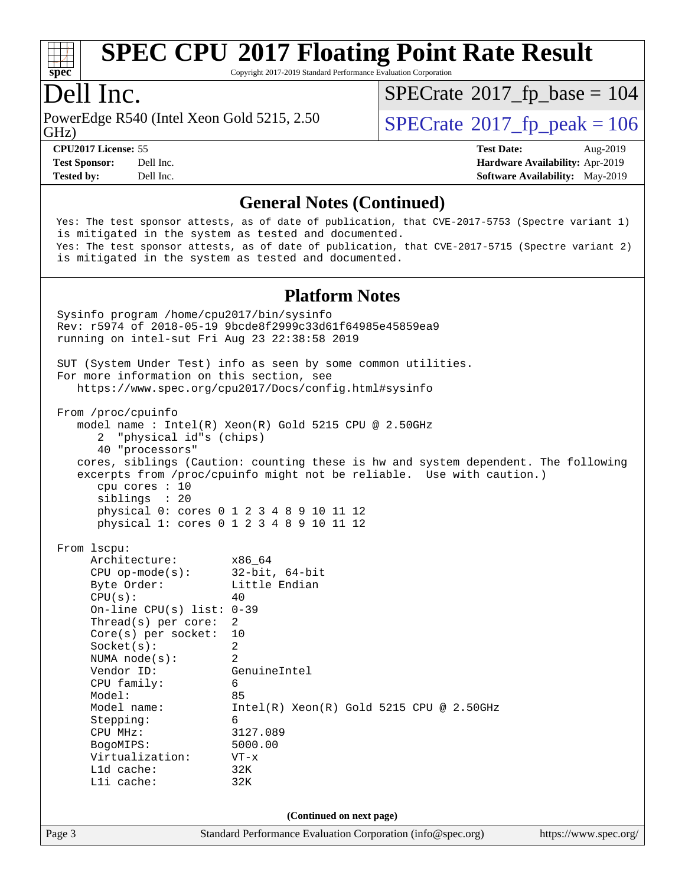## General Notes (Continued)

```
Yes: The test sponsor attests, as of date of publication, that CVE-2017-5753 (Spectre variant 1)
is mitigated in the system as tested and documented.
Yes: The test sponsor attests, as of date of publication, that CVE-2017-5715 (Spectre variant 2)
is mitigated in the system as tested and documented.
```

## Platform Notes

```
Sysinfo program /home/cpu2017/bin/sysinfo
Rev: r5974 of 2018-05-19 9bcde8f2999c33d61f64985e45859ea9
running on intel-sut Fri Aug 23 22:38:58 2019

SUT (System Under Test) info as seen by some common utilities.
For more information on this section, see
   https://www.spec.org/cpu2017/Docs/config.html#sysinfo

From /proc/cpuinfo
   model name : Intel(R) Xeon(R) Gold 5215 CPU @ 2.50GHz
      2  "physical id"s (chips)
      40 "processors"
   cores, siblings (Caution: counting these is hw and system dependent. The following
   excerpts from /proc/cpuinfo might not be reliable.  Use with caution.)
      cpu cores : 10
      siblings  : 20
      physical 0: cores 0 1 2 3 4 8 9 10 11 12
      physical 1: cores 0 1 2 3 4 8 9 10 11 12

From lscpu:
     Architecture:         x86_64
     CPU op-mode(s):       32-bit, 64-bit
     Byte Order:           Little Endian
     CPU(s):               40
     On-line CPU(s) list:  0-39
     Thread(s) per core:   2
     Core(s) per socket:   10
     Socket(s):            2
     NUMA node(s):         2
     Vendor ID:            GenuineIntel
     CPU family:           6
     Model:                85
     Model name:           Intel(R) Xeon(R) Gold 5215 CPU @ 2.50GHz
     Stepping:             6
     CPU MHz:              3127.089
     BogoMIPS:             5000.00
     Virtualization:       VT-x
     L1d cache:            32K
     L1i cache:            32K
```

(Continued on next page)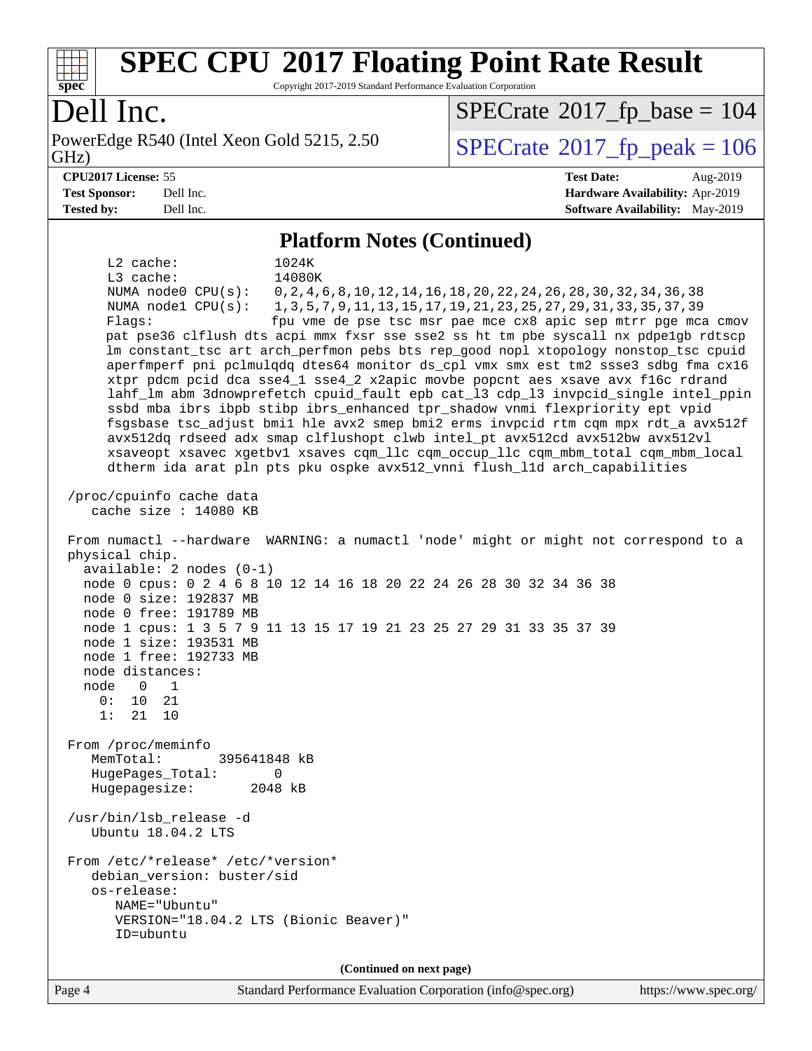# Platform Notes (Continued)

```
     L2 cache:              1024K
     L3 cache:              14080K
     NUMA node0 CPU(s):     0,2,4,6,8,10,12,14,16,18,20,22,24,26,28,30,32,34,36,38
     NUMA node1 CPU(s):     1,3,5,7,9,11,13,15,17,19,21,23,25,27,29,31,33,35,37,39
     Flags:                 fpu vme de pse tsc msr pae mce cx8 apic sep mtrr pge mca cmov
     pat pse36 clflush dts acpi mmx fxsr sse sse2 ss ht tm pbe syscall nx pdpe1gb rdtscp
     lm constant_tsc art arch_perfmon pebs bts rep_good nopl xtopology nonstop_tsc cpuid
     aperfmperf pni pclmulqdq dtes64 monitor ds_cpl vmx smx est tm2 ssse3 sdbg fma cx16
     xtpr pdcm pcid dca sse4_1 sse4_2 x2apic movbe popcnt aes xsave avx f16c rdrand
     lahf_lm abm 3dnowprefetch cpuid_fault epb cat_l3 cdp_l3 invpcid_single intel_ppin
     ssbd mba ibrs ibpb stibp ibrs_enhanced tpr_shadow vnmi flexpriority ept vpid
     fsgsbase tsc_adjust bmi1 hle avx2 smep bmi2 erms invpcid rtm cqm mpx rdt_a avx512f
     avx512dq rdseed adx smap clflushopt clwb intel_pt avx512cd avx512bw avx512vl
     xsaveopt xsavec xgetbv1 xsaves cqm_llc cqm_occup_llc cqm_mbm_total cqm_mbm_local
     dtherm ida arat pln pts pku ospke avx512_vnni flush_l1d arch_capabilities

 /proc/cpuinfo cache data
    cache size : 14080 KB

 From numactl --hardware  WARNING: a numactl 'node' might or might not correspond to a
 physical chip.
   available: 2 nodes (0-1)
   node 0 cpus: 0 2 4 6 8 10 12 14 16 18 20 22 24 26 28 30 32 34 36 38
   node 0 size: 192837 MB
   node 0 free: 191789 MB
   node 1 cpus: 1 3 5 7 9 11 13 15 17 19 21 23 25 27 29 31 33 35 37 39
   node 1 size: 193531 MB
   node 1 free: 192733 MB
   node distances:
   node   0   1
     0:  10  21
     1:  21  10

 From /proc/meminfo
    MemTotal:       395641848 kB
    HugePages_Total:       0
    Hugepagesize:       2048 kB

 /usr/bin/lsb_release -d
    Ubuntu 18.04.2 LTS

 From /etc/*release* /etc/*version*
    debian_version: buster/sid
    os-release:
       NAME="Ubuntu"
       VERSION="18.04.2 LTS (Bionic Beaver)"
       ID=ubuntu
```

(Continued on next page)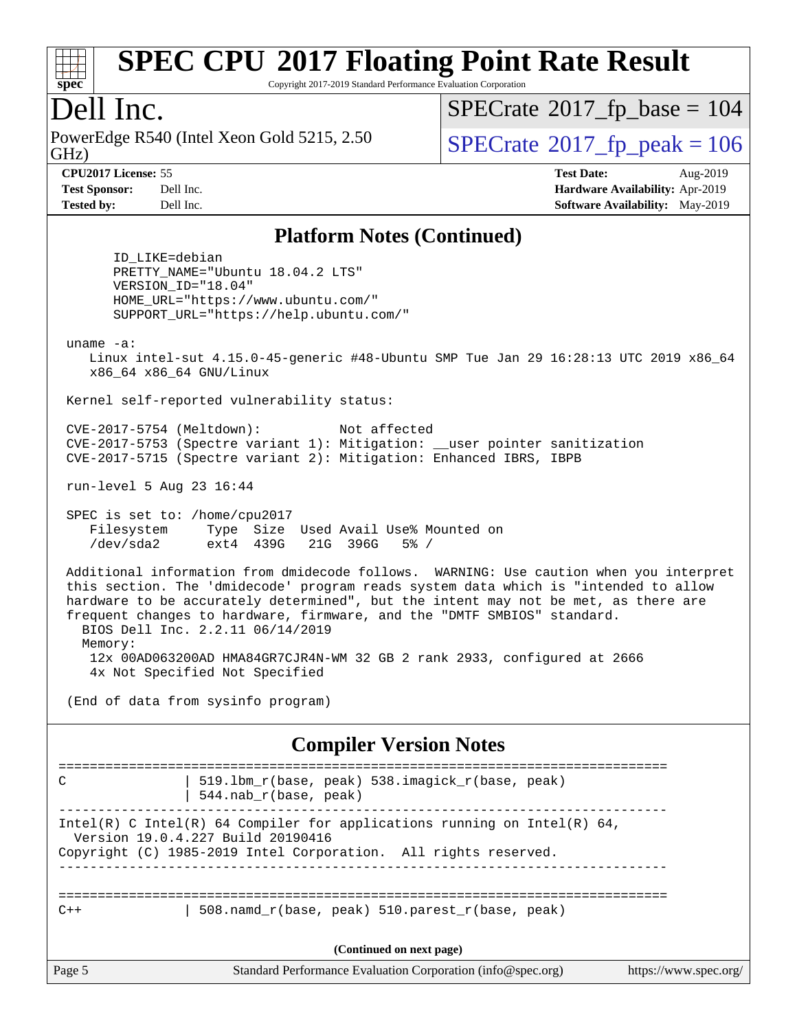## Platform Notes (Continued)

```
      ID_LIKE=debian
      PRETTY_NAME="Ubuntu 18.04.2 LTS"
      VERSION_ID="18.04"
      HOME_URL="https://www.ubuntu.com/"
      SUPPORT_URL="https://help.ubuntu.com/"

 uname -a:
    Linux intel-sut 4.15.0-45-generic #48-Ubuntu SMP Tue Jan 29 16:28:13 UTC 2019 x86_64
    x86_64 x86_64 GNU/Linux

 Kernel self-reported vulnerability status:

 CVE-2017-5754 (Meltdown):          Not affected
 CVE-2017-5753 (Spectre variant 1): Mitigation: __user pointer sanitization
 CVE-2017-5715 (Spectre variant 2): Mitigation: Enhanced IBRS, IBPB

 run-level 5 Aug 23 16:44

 SPEC is set to: /home/cpu2017
    Filesystem     Type  Size  Used Avail Use% Mounted on
    /dev/sda2      ext4  439G   21G  396G   5% /

 Additional information from dmidecode follows.  WARNING: Use caution when you interpret
 this section. The 'dmidecode' program reads system data which is "intended to allow
 hardware to be accurately determined", but the intent may not be met, as there are
 frequent changes to hardware, firmware, and the "DMTF SMBIOS" standard.
   BIOS Dell Inc. 2.2.11 06/14/2019
   Memory:
    12x 00AD063200AD HMA84GR7CJR4N-WM 32 GB 2 rank 2933, configured at 2666
    4x Not Specified Not Specified

 (End of data from sysinfo program)
```

## Compiler Version Notes

```
==============================================================================
C               | 519.lbm_r(base, peak) 538.imagick_r(base, peak)
                | 544.nab_r(base, peak)
------------------------------------------------------------------------------
Intel(R) C Intel(R) 64 Compiler for applications running on Intel(R) 64,
  Version 19.0.4.227 Build 20190416
Copyright (C) 1985-2019 Intel Corporation.  All rights reserved.
------------------------------------------------------------------------------

==============================================================================
C++             | 508.namd_r(base, peak) 510.parest_r(base, peak)
```

(Continued on next page)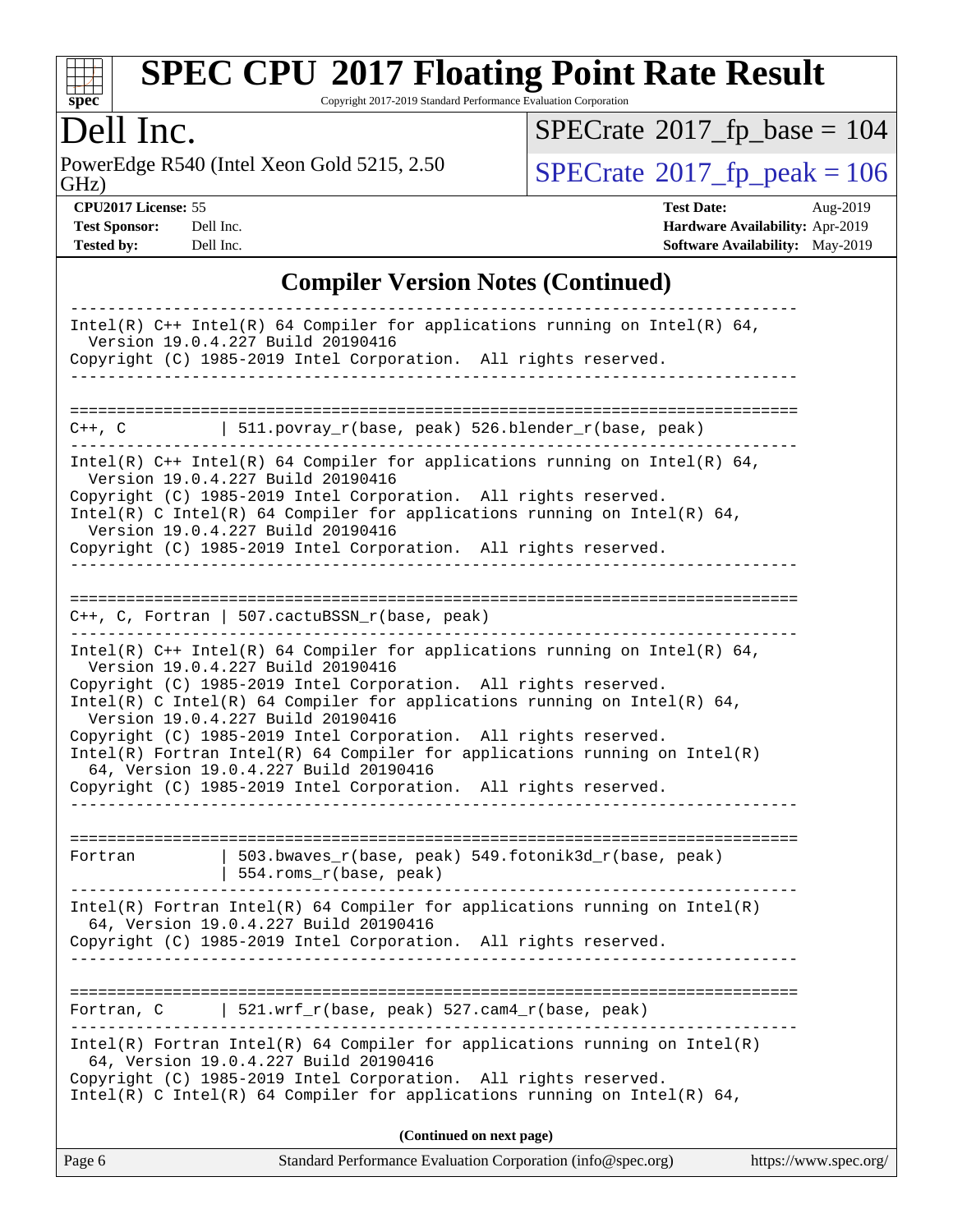## Compiler Version Notes (Continued)

```
------------------------------------------------------------------------------
Intel(R) C++ Intel(R) 64 Compiler for applications running on Intel(R) 64,
  Version 19.0.4.227 Build 20190416
Copyright (C) 1985-2019 Intel Corporation.  All rights reserved.
------------------------------------------------------------------------------

==============================================================================
C++, C           | 511.povray_r(base, peak) 526.blender_r(base, peak)
------------------------------------------------------------------------------
Intel(R) C++ Intel(R) 64 Compiler for applications running on Intel(R) 64,
  Version 19.0.4.227 Build 20190416
Copyright (C) 1985-2019 Intel Corporation.  All rights reserved.
Intel(R) C Intel(R) 64 Compiler for applications running on Intel(R) 64,
  Version 19.0.4.227 Build 20190416
Copyright (C) 1985-2019 Intel Corporation.  All rights reserved.
------------------------------------------------------------------------------

==============================================================================
C++, C, Fortran | 507.cactuBSSN_r(base, peak)
------------------------------------------------------------------------------
Intel(R) C++ Intel(R) 64 Compiler for applications running on Intel(R) 64,
  Version 19.0.4.227 Build 20190416
Copyright (C) 1985-2019 Intel Corporation.  All rights reserved.
Intel(R) C Intel(R) 64 Compiler for applications running on Intel(R) 64,
  Version 19.0.4.227 Build 20190416
Copyright (C) 1985-2019 Intel Corporation.  All rights reserved.
Intel(R) Fortran Intel(R) 64 Compiler for applications running on Intel(R)
  64, Version 19.0.4.227 Build 20190416
Copyright (C) 1985-2019 Intel Corporation.  All rights reserved.
------------------------------------------------------------------------------

==============================================================================
Fortran          | 503.bwaves_r(base, peak) 549.fotonik3d_r(base, peak)
                 | 554.roms_r(base, peak)
------------------------------------------------------------------------------
Intel(R) Fortran Intel(R) 64 Compiler for applications running on Intel(R)
  64, Version 19.0.4.227 Build 20190416
Copyright (C) 1985-2019 Intel Corporation.  All rights reserved.
------------------------------------------------------------------------------

==============================================================================
Fortran, C       | 521.wrf_r(base, peak) 527.cam4_r(base, peak)
------------------------------------------------------------------------------
Intel(R) Fortran Intel(R) 64 Compiler for applications running on Intel(R)
  64, Version 19.0.4.227 Build 20190416
Copyright (C) 1985-2019 Intel Corporation.  All rights reserved.
Intel(R) C Intel(R) 64 Compiler for applications running on Intel(R) 64,
```

**(Continued on next page)**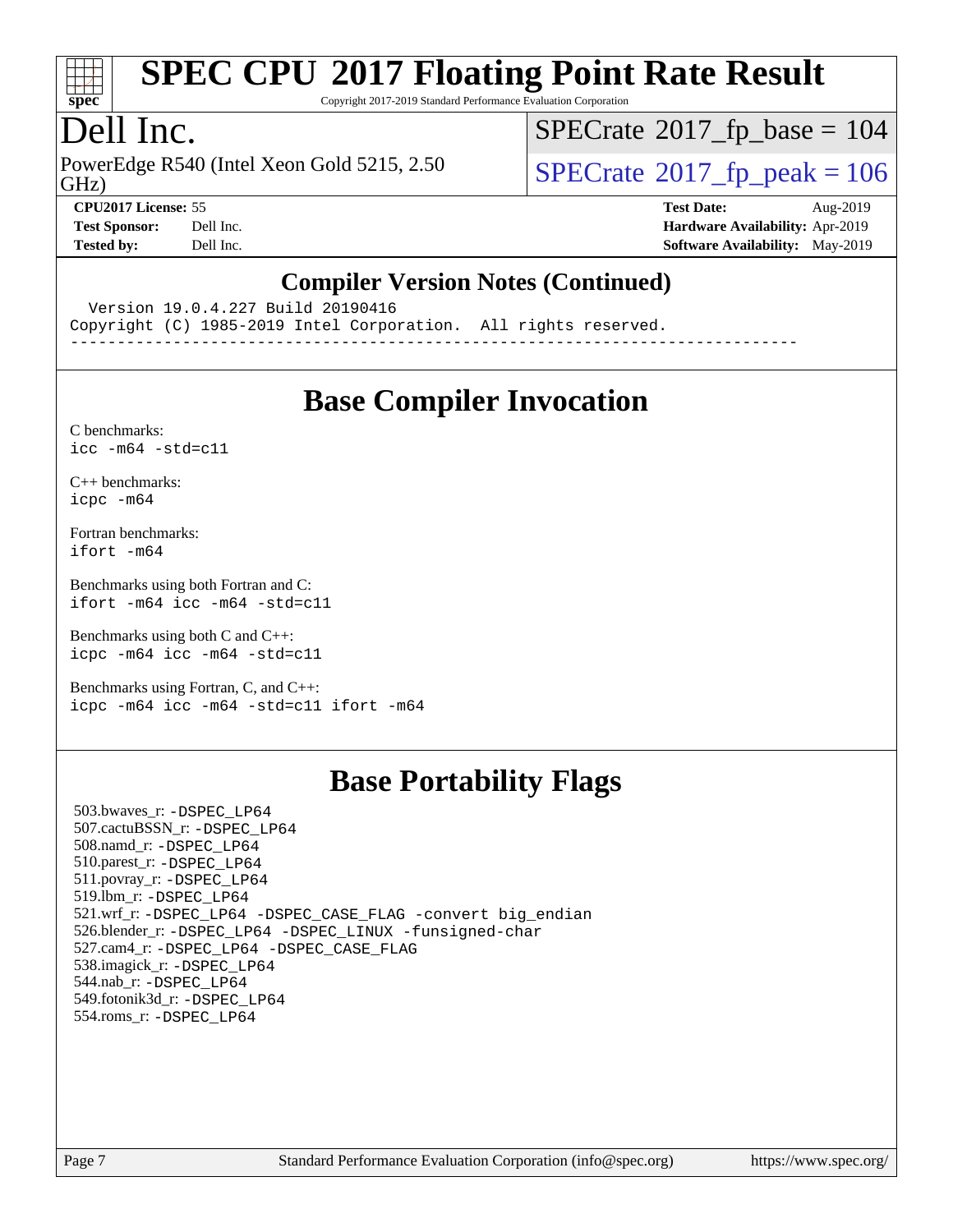## Compiler Version Notes (Continued)

```
  Version 19.0.4.227 Build 20190416
Copyright (C) 1985-2019 Intel Corporation.  All rights reserved.
------------------------------------------------------------------------------
```

## Base Compiler Invocation

C benchmarks:
`icc -m64 -std=c11`

C++ benchmarks:
`icpc -m64`

Fortran benchmarks:
`ifort -m64`

Benchmarks using both Fortran and C:
`ifort -m64 icc -m64 -std=c11`

Benchmarks using both C and C++:
`icpc -m64 icc -m64 -std=c11`

Benchmarks using Fortran, C, and C++:
`icpc -m64 icc -m64 -std=c11 ifort -m64`

## Base Portability Flags

503.bwaves_r: `-DSPEC_LP64`
507.cactuBSSN_r: `-DSPEC_LP64`
508.namd_r: `-DSPEC_LP64`
510.parest_r: `-DSPEC_LP64`
511.povray_r: `-DSPEC_LP64`
519.lbm_r: `-DSPEC_LP64`
521.wrf_r: `-DSPEC_LP64 -DSPEC_CASE_FLAG -convert big_endian`
526.blender_r: `-DSPEC_LP64 -DSPEC_LINUX -funsigned-char`
527.cam4_r: `-DSPEC_LP64 -DSPEC_CASE_FLAG`
538.imagick_r: `-DSPEC_LP64`
544.nab_r: `-DSPEC_LP64`
549.fotonik3d_r: `-DSPEC_LP64`
554.roms_r: `-DSPEC_LP64`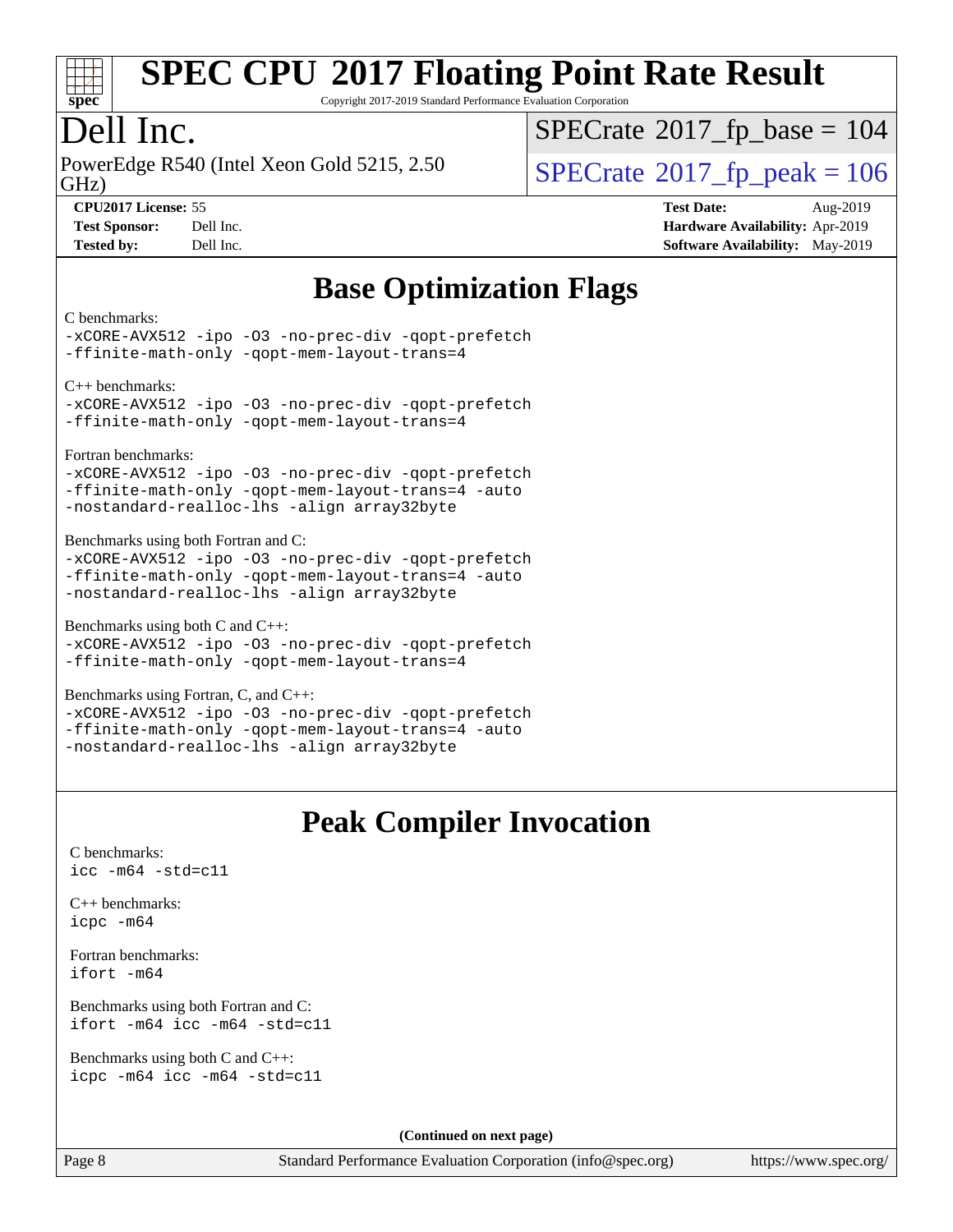## Base Optimization Flags

C benchmarks:
```
-xCORE-AVX512 -ipo -O3 -no-prec-div -qopt-prefetch
-ffinite-math-only -qopt-mem-layout-trans=4
```

C++ benchmarks:
```
-xCORE-AVX512 -ipo -O3 -no-prec-div -qopt-prefetch
-ffinite-math-only -qopt-mem-layout-trans=4
```

Fortran benchmarks:
```
-xCORE-AVX512 -ipo -O3 -no-prec-div -qopt-prefetch
-ffinite-math-only -qopt-mem-layout-trans=4 -auto
-nostandard-realloc-lhs -align array32byte
```

Benchmarks using both Fortran and C:
```
-xCORE-AVX512 -ipo -O3 -no-prec-div -qopt-prefetch
-ffinite-math-only -qopt-mem-layout-trans=4 -auto
-nostandard-realloc-lhs -align array32byte
```

Benchmarks using both C and C++:
```
-xCORE-AVX512 -ipo -O3 -no-prec-div -qopt-prefetch
-ffinite-math-only -qopt-mem-layout-trans=4
```

Benchmarks using Fortran, C, and C++:
```
-xCORE-AVX512 -ipo -O3 -no-prec-div -qopt-prefetch
-ffinite-math-only -qopt-mem-layout-trans=4 -auto
-nostandard-realloc-lhs -align array32byte
```

## Peak Compiler Invocation

C benchmarks:
```
icc -m64 -std=c11
```

C++ benchmarks:
```
icpc -m64
```

Fortran benchmarks:
```
ifort -m64
```

Benchmarks using both Fortran and C:
```
ifort -m64 icc -m64 -std=c11
```

Benchmarks using both C and C++:
```
icpc -m64 icc -m64 -std=c11
```

**(Continued on next page)**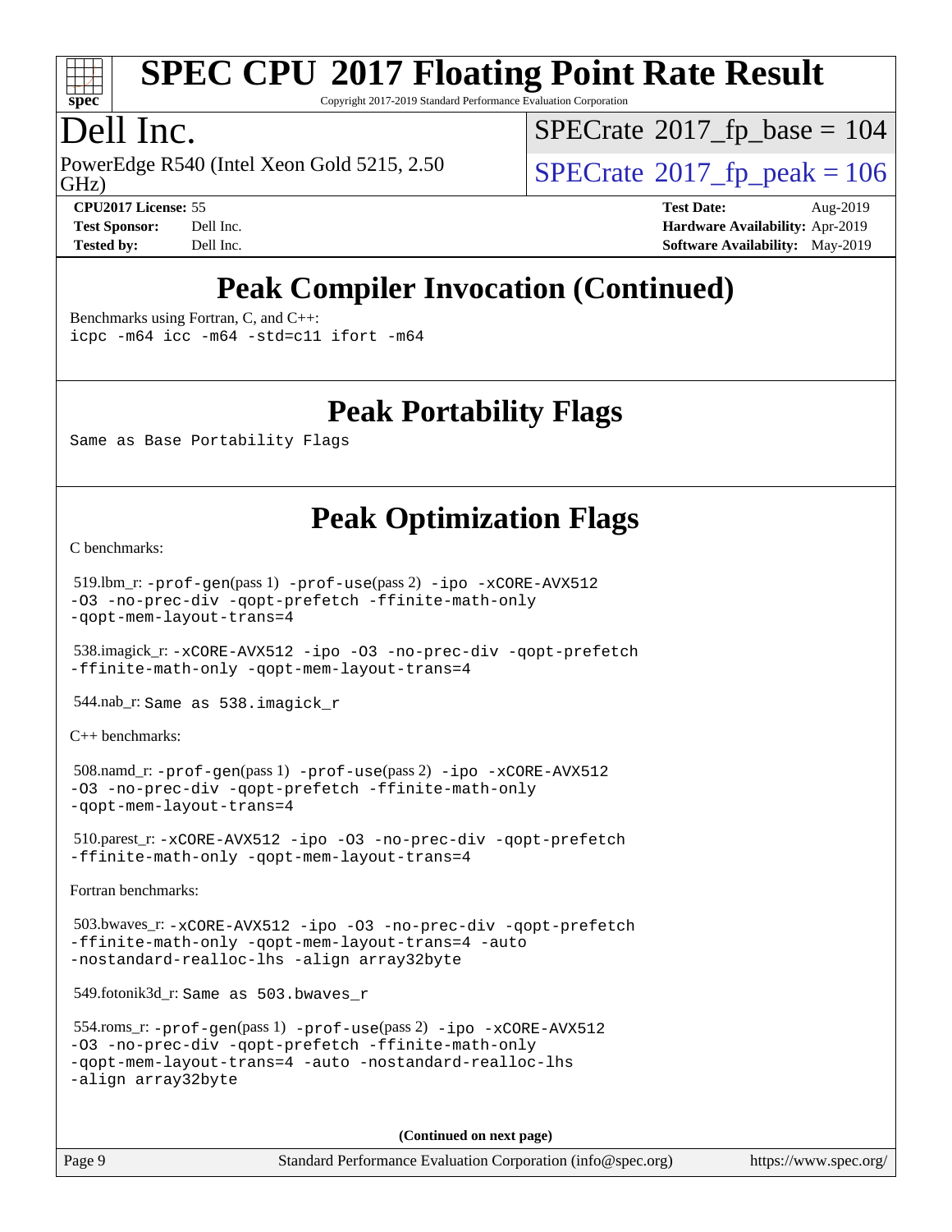# Peak Compiler Invocation (Continued)

Benchmarks using Fortran, C, and C++:

```
icpc -m64 icc -m64 -std=c11 ifort -m64
```

# Peak Portability Flags

Same as Base Portability Flags

# Peak Optimization Flags

C benchmarks:

519.lbm_r: -prof-gen(pass 1) -prof-use(pass 2) -ipo -xCORE-AVX512 -O3 -no-prec-div -qopt-prefetch -ffinite-math-only -qopt-mem-layout-trans=4

538.imagick_r: -xCORE-AVX512 -ipo -O3 -no-prec-div -qopt-prefetch -ffinite-math-only -qopt-mem-layout-trans=4

544.nab_r: Same as 538.imagick_r

C++ benchmarks:

508.namd_r: -prof-gen(pass 1) -prof-use(pass 2) -ipo -xCORE-AVX512 -O3 -no-prec-div -qopt-prefetch -ffinite-math-only -qopt-mem-layout-trans=4

510.parest_r: -xCORE-AVX512 -ipo -O3 -no-prec-div -qopt-prefetch -ffinite-math-only -qopt-mem-layout-trans=4

Fortran benchmarks:

503.bwaves_r: -xCORE-AVX512 -ipo -O3 -no-prec-div -qopt-prefetch -ffinite-math-only -qopt-mem-layout-trans=4 -auto -nostandard-realloc-lhs -align array32byte

549.fotonik3d_r: Same as 503.bwaves_r

554.roms_r: -prof-gen(pass 1) -prof-use(pass 2) -ipo -xCORE-AVX512 -O3 -no-prec-div -qopt-prefetch -ffinite-math-only -qopt-mem-layout-trans=4 -auto -nostandard-realloc-lhs -align array32byte

**(Continued on next page)**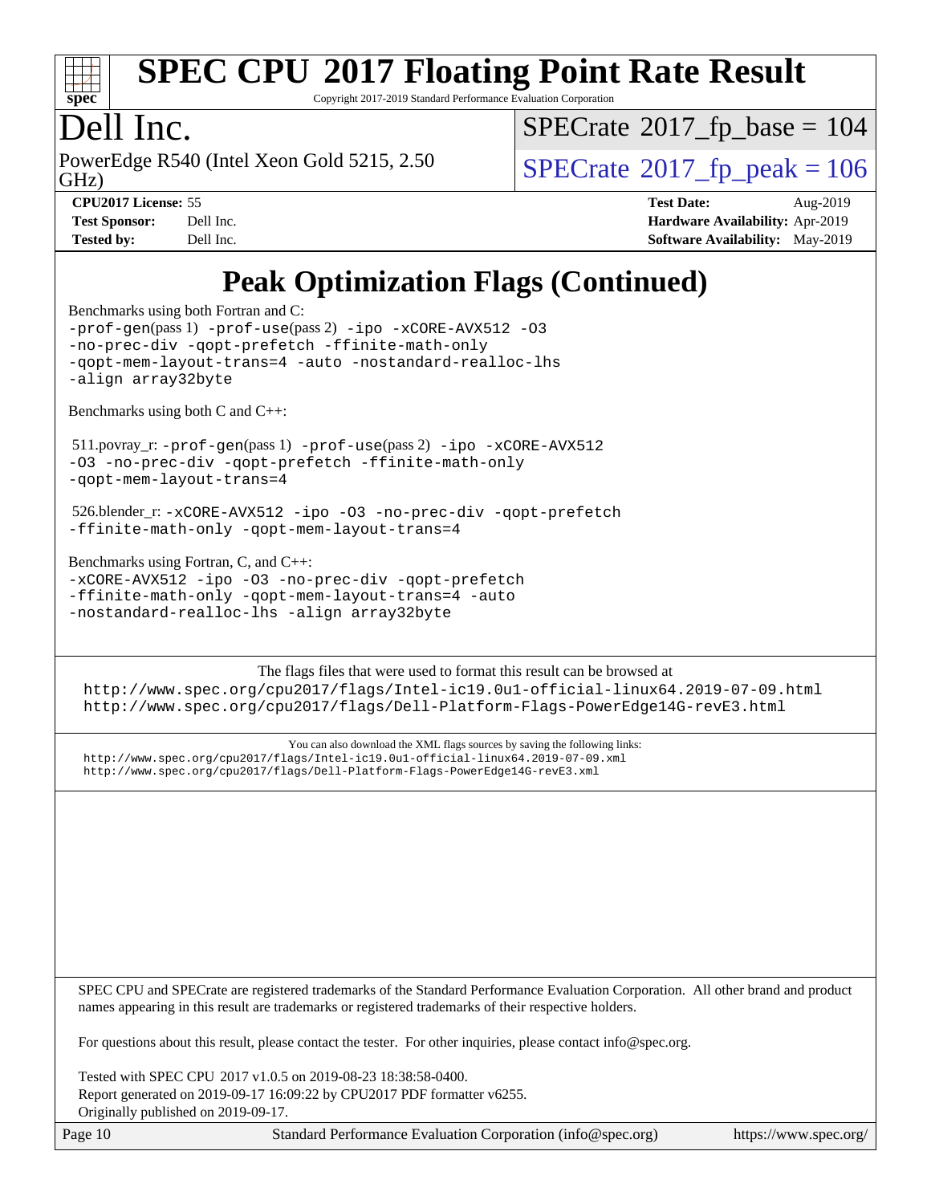# SPEC CPU 2017 Floating Point Rate Result

Copyright 2017-2019 Standard Performance Evaluation Corporation

## Dell Inc.

PowerEdge R540 (Intel Xeon Gold 5215, 2.50 GHz)

SPECrate 2017_fp_base = 104

SPECrate 2017_fp_peak = 106

**CPU2017 License:** 55
**Test Sponsor:** Dell Inc.
**Tested by:** Dell Inc.

**Test Date:** Aug-2019
**Hardware Availability:** Apr-2019
**Software Availability:** May-2019

## Peak Optimization Flags (Continued)

Benchmarks using both Fortran and C:
-prof-gen(pass 1) -prof-use(pass 2) -ipo -xCORE-AVX512 -O3 -no-prec-div -qopt-prefetch -ffinite-math-only -qopt-mem-layout-trans=4 -auto -nostandard-realloc-lhs -align array32byte

Benchmarks using both C and C++:

511.povray_r: -prof-gen(pass 1) -prof-use(pass 2) -ipo -xCORE-AVX512 -O3 -no-prec-div -qopt-prefetch -ffinite-math-only -qopt-mem-layout-trans=4

526.blender_r: -xCORE-AVX512 -ipo -O3 -no-prec-div -qopt-prefetch -ffinite-math-only -qopt-mem-layout-trans=4

Benchmarks using Fortran, C, and C++:
-xCORE-AVX512 -ipo -O3 -no-prec-div -qopt-prefetch -ffinite-math-only -qopt-mem-layout-trans=4 -auto -nostandard-realloc-lhs -align array32byte

The flags files that were used to format this result can be browsed at
http://www.spec.org/cpu2017/flags/Intel-ic19.0u1-official-linux64.2019-07-09.html
http://www.spec.org/cpu2017/flags/Dell-Platform-Flags-PowerEdge14G-revE3.html

You can also download the XML flags sources by saving the following links:
http://www.spec.org/cpu2017/flags/Intel-ic19.0u1-official-linux64.2019-07-09.xml
http://www.spec.org/cpu2017/flags/Dell-Platform-Flags-PowerEdge14G-revE3.xml

SPEC CPU and SPECrate are registered trademarks of the Standard Performance Evaluation Corporation. All other brand and product names appearing in this result are trademarks or registered trademarks of their respective holders.

For questions about this result, please contact the tester. For other inquiries, please contact info@spec.org.

Tested with SPEC CPU 2017 v1.0.5 on 2019-08-23 18:38:58-0400.
Report generated on 2019-09-17 16:09:22 by CPU2017 PDF formatter v6255.
Originally published on 2019-09-17.